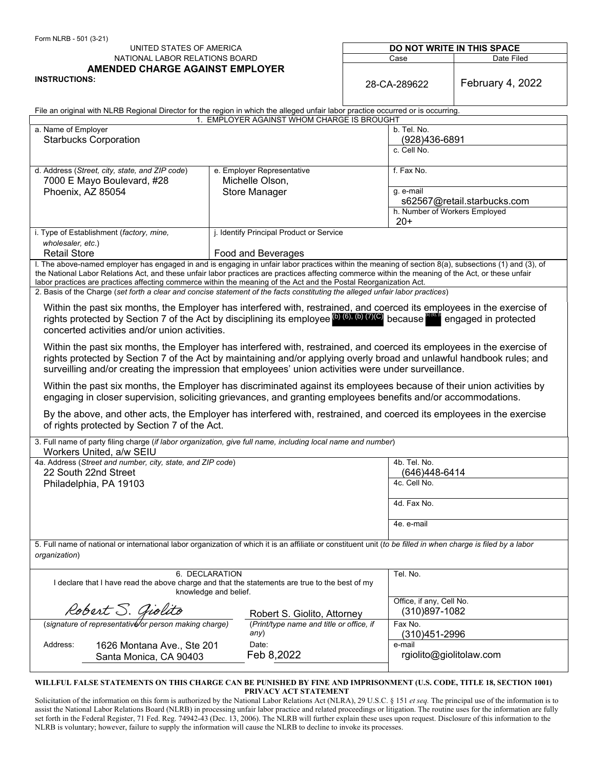Form NLRB - 501 (3-21)

UNITED STATES OF AMERICA
NATIONAL LABOR RELATIONS BOARD

# AMENDED CHARGE AGAINST EMPLOYER

**INSTRUCTIONS:**

| DO NOT WRITE IN THIS SPACE | |
|---|---|
| Case | Date Filed |
| 28-CA-289622 | February 4, 2022 |

File an original with NLRB Regional Director for the region in which the alleged unfair labor practice occurred or is occurring.

## 1. EMPLOYER AGAINST WHOM CHARGE IS BROUGHT

| | | |
|---|---|---|
| a. Name of Employer<br>Starbucks Corporation | | b. Tel. No.<br>(928)436-6891<br>c. Cell No. |
| d. Address (*Street, city, state, and ZIP code*)<br>7000 E Mayo Boulevard, #28<br>Phoenix, AZ 85054 | e. Employer Representative<br>Michelle Olson,<br>Store Manager | f. Fax No.<br>g. e-mail<br>s62567@retail.starbucks.com<br>h. Number of Workers Employed<br>20+ |
| i. Type of Establishment (*factory, mine, wholesaler, etc.*)<br>Retail Store | j. Identify Principal Product or Service<br>Food and Beverages | |

l. The above-named employer has engaged in and is engaging in unfair labor practices within the meaning of section 8(a), subsections (1) and (3), of the National Labor Relations Act, and these unfair labor practices are practices affecting commerce within the meaning of the Act, or these unfair labor practices are practices affecting commerce within the meaning of the Act and the Postal Reorganization Act.

2. Basis of the Charge (*set forth a clear and concise statement of the facts constituting the alleged unfair labor practices*)

Within the past six months, the Employer has interfered with, restrained, and coerced its employees in the exercise of rights protected by Section 7 of the Act by disciplining its employee (b) (6), (b) (7)(C) because (b) (6), (b) engaged in protected concerted activities and/or union activities.

Within the past six months, the Employer has interfered with, restrained, and coerced its employees in the exercise of rights protected by Section 7 of the Act by maintaining and/or applying overly broad and unlawful handbook rules; and surveilling and/or creating the impression that employees' union activities were under surveillance.

Within the past six months, the Employer has discriminated against its employees because of their union activities by engaging in closer supervision, soliciting grievances, and granting employees benefits and/or accommodations.

By the above, and other acts, the Employer has interfered with, restrained, and coerced its employees in the exercise of rights protected by Section 7 of the Act.

3. Full name of party filing charge (*if labor organization, give full name, including local name and number*)
Workers United, a/w SEIU

| | |
|---|---|
| 4a. Address (*Street and number, city, state, and ZIP code*)<br>22 South 22nd Street<br>Philadelphia, PA 19103 | 4b. Tel. No.<br>(646)448-6414<br>4c. Cell No.<br>4d. Fax No.<br>4e. e-mail |

5. Full name of national or international labor organization of which it is an affiliate or constituent unit (*to be filled in when charge is filed by a labor organization*)

## 6. DECLARATION

I declare that I have read the above charge and that the statements are true to the best of my knowledge and belief.

| | | |
|---|---|---|
| Robert S. Giolito<br>(*signature of representative or person making charge*) | Robert S. Giolito, Attorney<br>(*Print/type name and title or office, if any*) | Tel. No.<br>Office, if any, Cell No.<br>(310)897-1082 |
| Address: 1626 Montana Ave., Ste 201<br>Santa Monica, CA 90403 | Date:<br>Feb 8,2022 | Fax No.<br>(310)451-2996<br>e-mail<br>rgiolito@giolitolaw.com |

**WILLFUL FALSE STATEMENTS ON THIS CHARGE CAN BE PUNISHED BY FINE AND IMPRISONMENT (U.S. CODE, TITLE 18, SECTION 1001)**

**PRIVACY ACT STATEMENT**

Solicitation of the information on this form is authorized by the National Labor Relations Act (NLRA), 29 U.S.C. § 151 *et seq.* The principal use of the information is to assist the National Labor Relations Board (NLRB) in processing unfair labor practice and related proceedings or litigation. The routine uses for the information are fully set forth in the Federal Register, 71 Fed. Reg. 74942-43 (Dec. 13, 2006). The NLRB will further explain these uses upon request. Disclosure of this information to the NLRB is voluntary; however, failure to supply the information will cause the NLRB to decline to invoke its processes.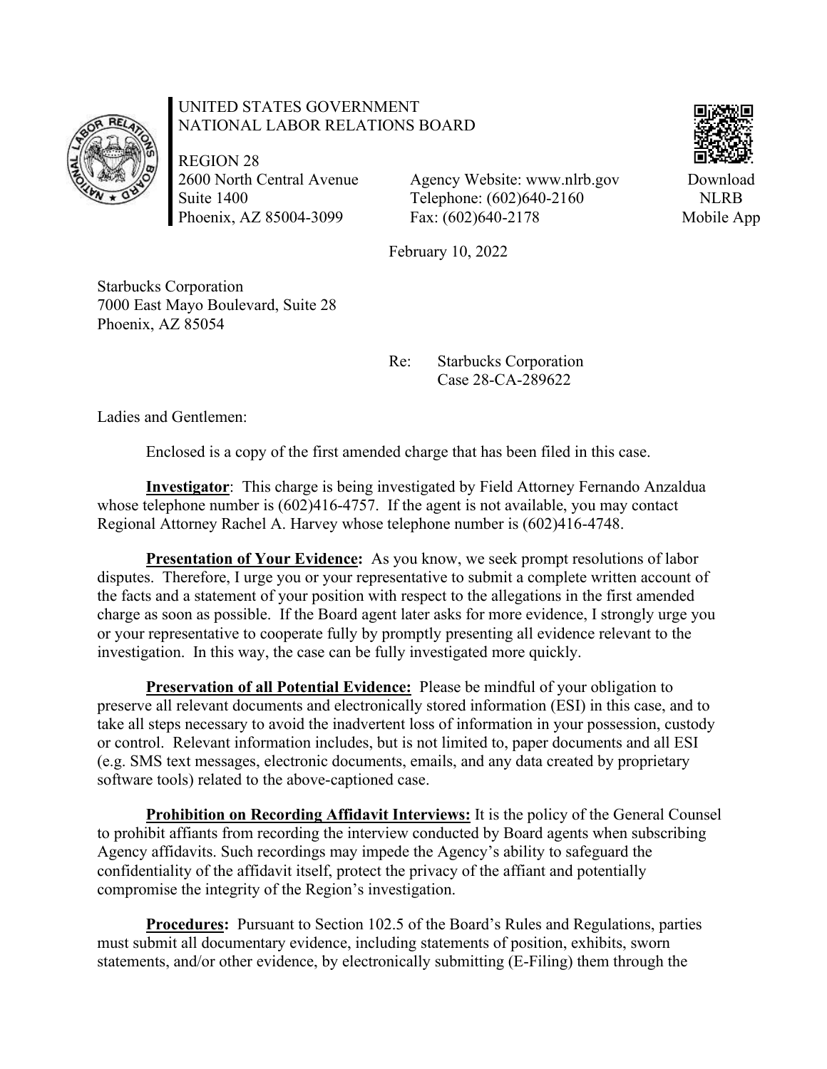UNITED STATES GOVERNMENT
NATIONAL LABOR RELATIONS BOARD

REGION 28
2600 North Central Avenue
Suite 1400
Phoenix, AZ 85004-3099

Agency Website: www.nlrb.gov
Telephone: (602)640-2160
Fax: (602)640-2178

Download NLRB Mobile App

February 10, 2022

Starbucks Corporation
7000 East Mayo Boulevard, Suite 28
Phoenix, AZ 85054

Re: Starbucks Corporation
Case 28-CA-289622

Ladies and Gentlemen:

Enclosed is a copy of the first amended charge that has been filed in this case.

**Investigator**: This charge is being investigated by Field Attorney Fernando Anzaldua whose telephone number is (602)416-4757. If the agent is not available, you may contact Regional Attorney Rachel A. Harvey whose telephone number is (602)416-4748.

**Presentation of Your Evidence:** As you know, we seek prompt resolutions of labor disputes. Therefore, I urge you or your representative to submit a complete written account of the facts and a statement of your position with respect to the allegations in the first amended charge as soon as possible. If the Board agent later asks for more evidence, I strongly urge you or your representative to cooperate fully by promptly presenting all evidence relevant to the investigation. In this way, the case can be fully investigated more quickly.

**Preservation of all Potential Evidence:** Please be mindful of your obligation to preserve all relevant documents and electronically stored information (ESI) in this case, and to take all steps necessary to avoid the inadvertent loss of information in your possession, custody or control. Relevant information includes, but is not limited to, paper documents and all ESI (e.g. SMS text messages, electronic documents, emails, and any data created by proprietary software tools) related to the above-captioned case.

**Prohibition on Recording Affidavit Interviews:** It is the policy of the General Counsel to prohibit affiants from recording the interview conducted by Board agents when subscribing Agency affidavits. Such recordings may impede the Agency's ability to safeguard the confidentiality of the affidavit itself, protect the privacy of the affiant and potentially compromise the integrity of the Region's investigation.

**Procedures:** Pursuant to Section 102.5 of the Board's Rules and Regulations, parties must submit all documentary evidence, including statements of position, exhibits, sworn statements, and/or other evidence, by electronically submitting (E-Filing) them through the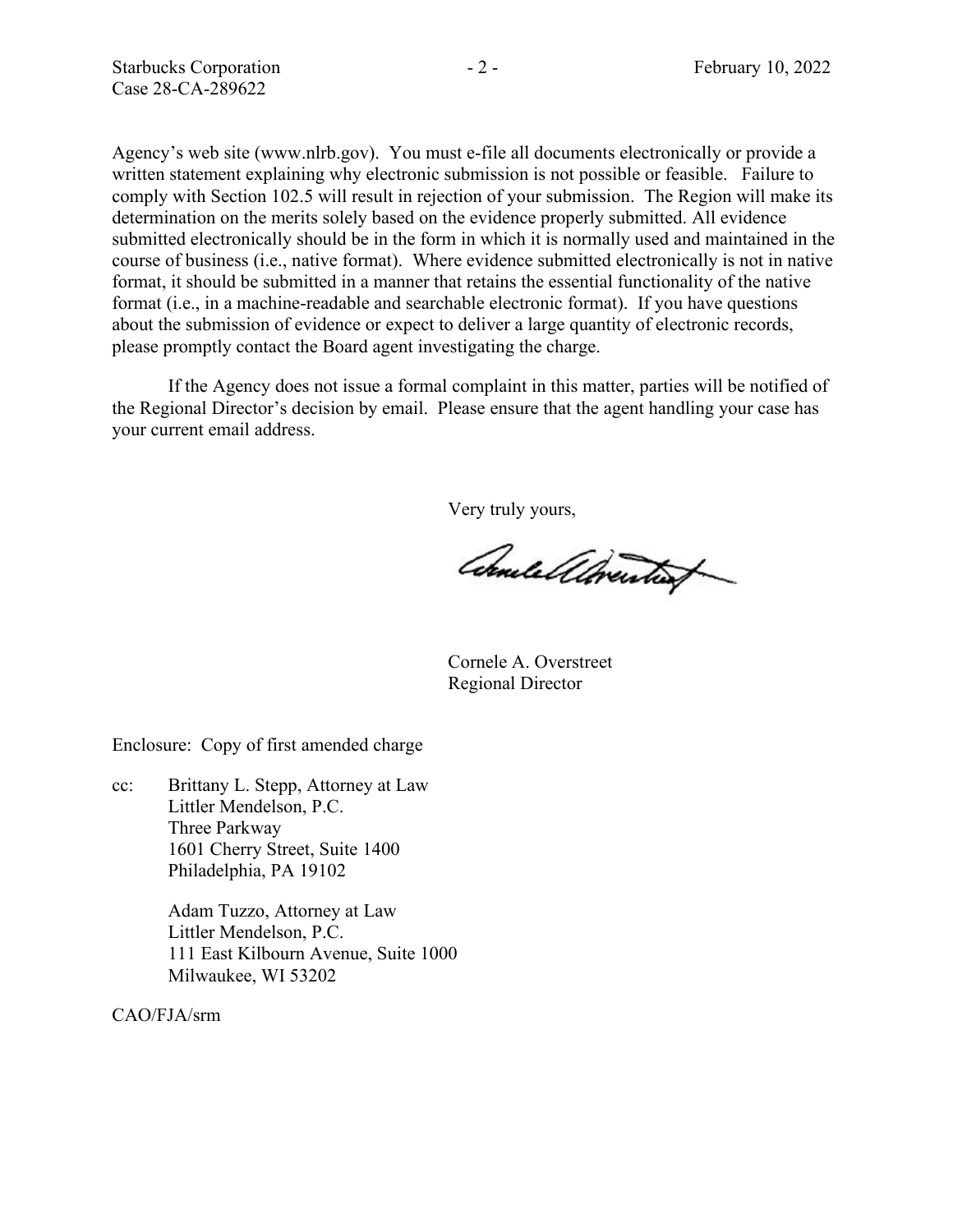Agency's web site (www.nlrb.gov). You must e-file all documents electronically or provide a written statement explaining why electronic submission is not possible or feasible. Failure to comply with Section 102.5 will result in rejection of your submission. The Region will make its determination on the merits solely based on the evidence properly submitted. All evidence submitted electronically should be in the form in which it is normally used and maintained in the course of business (i.e., native format). Where evidence submitted electronically is not in native format, it should be submitted in a manner that retains the essential functionality of the native format (i.e., in a machine-readable and searchable electronic format). If you have questions about the submission of evidence or expect to deliver a large quantity of electronic records, please promptly contact the Board agent investigating the charge.

If the Agency does not issue a formal complaint in this matter, parties will be notified of the Regional Director's decision by email. Please ensure that the agent handling your case has your current email address.

Very truly yours,

Cornele A. Overstreet
Regional Director

Enclosure: Copy of first amended charge

cc: Brittany L. Stepp, Attorney at Law
Littler Mendelson, P.C.
Three Parkway
1601 Cherry Street, Suite 1400
Philadelphia, PA 19102

Adam Tuzzo, Attorney at Law
Littler Mendelson, P.C.
111 East Kilbourn Avenue, Suite 1000
Milwaukee, WI 53202

CAO/FJA/srm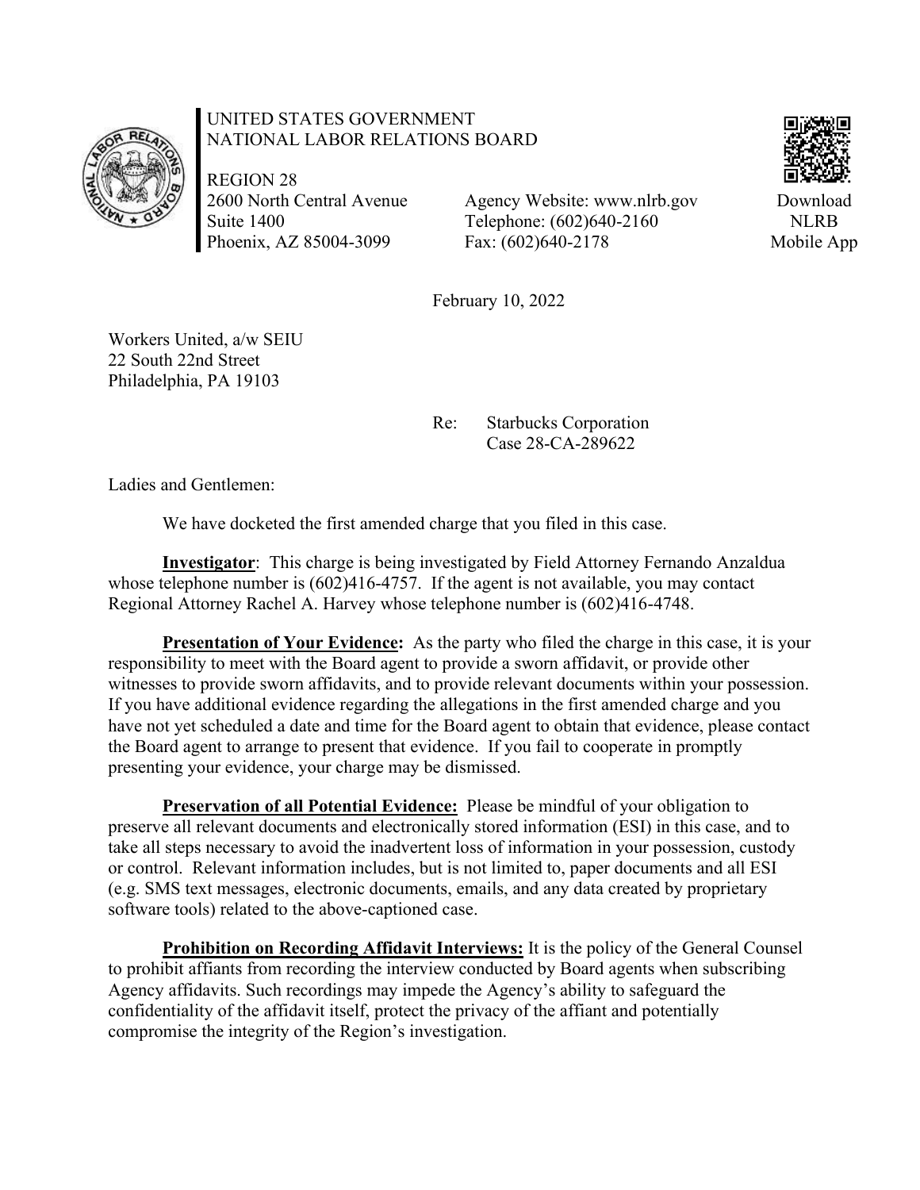UNITED STATES GOVERNMENT
NATIONAL LABOR RELATIONS BOARD

REGION 28
2600 North Central Avenue
Suite 1400
Phoenix, AZ 85004-3099

Agency Website: www.nlrb.gov
Telephone: (602)640-2160
Fax: (602)640-2178

Download NLRB Mobile App

February 10, 2022

Workers United, a/w SEIU
22 South 22nd Street
Philadelphia, PA 19103

Re: Starbucks Corporation
Case 28-CA-289622

Ladies and Gentlemen:

We have docketed the first amended charge that you filed in this case.

**Investigator**: This charge is being investigated by Field Attorney Fernando Anzaldua whose telephone number is (602)416-4757. If the agent is not available, you may contact Regional Attorney Rachel A. Harvey whose telephone number is (602)416-4748.

**Presentation of Your Evidence:** As the party who filed the charge in this case, it is your responsibility to meet with the Board agent to provide a sworn affidavit, or provide other witnesses to provide sworn affidavits, and to provide relevant documents within your possession. If you have additional evidence regarding the allegations in the first amended charge and you have not yet scheduled a date and time for the Board agent to obtain that evidence, please contact the Board agent to arrange to present that evidence. If you fail to cooperate in promptly presenting your evidence, your charge may be dismissed.

**Preservation of all Potential Evidence:** Please be mindful of your obligation to preserve all relevant documents and electronically stored information (ESI) in this case, and to take all steps necessary to avoid the inadvertent loss of information in your possession, custody or control. Relevant information includes, but is not limited to, paper documents and all ESI (e.g. SMS text messages, electronic documents, emails, and any data created by proprietary software tools) related to the above-captioned case.

**Prohibition on Recording Affidavit Interviews:** It is the policy of the General Counsel to prohibit affiants from recording the interview conducted by Board agents when subscribing Agency affidavits. Such recordings may impede the Agency's ability to safeguard the confidentiality of the affidavit itself, protect the privacy of the affiant and potentially compromise the integrity of the Region's investigation.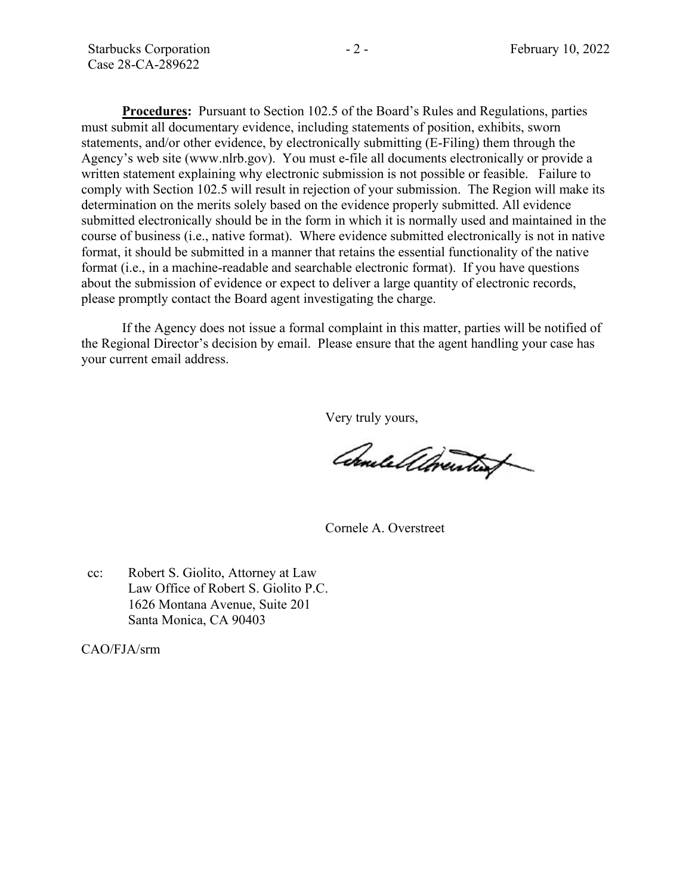**Procedures:** Pursuant to Section 102.5 of the Board's Rules and Regulations, parties must submit all documentary evidence, including statements of position, exhibits, sworn statements, and/or other evidence, by electronically submitting (E-Filing) them through the Agency's web site (www.nlrb.gov). You must e-file all documents electronically or provide a written statement explaining why electronic submission is not possible or feasible. Failure to comply with Section 102.5 will result in rejection of your submission. The Region will make its determination on the merits solely based on the evidence properly submitted. All evidence submitted electronically should be in the form in which it is normally used and maintained in the course of business (i.e., native format). Where evidence submitted electronically is not in native format, it should be submitted in a manner that retains the essential functionality of the native format (i.e., in a machine-readable and searchable electronic format). If you have questions about the submission of evidence or expect to deliver a large quantity of electronic records, please promptly contact the Board agent investigating the charge.

If the Agency does not issue a formal complaint in this matter, parties will be notified of the Regional Director's decision by email. Please ensure that the agent handling your case has your current email address.

Very truly yours,

Cornele A. Overstreet

cc: Robert S. Giolito, Attorney at Law
Law Office of Robert S. Giolito P.C.
1626 Montana Avenue, Suite 201
Santa Monica, CA 90403

CAO/FJA/srm